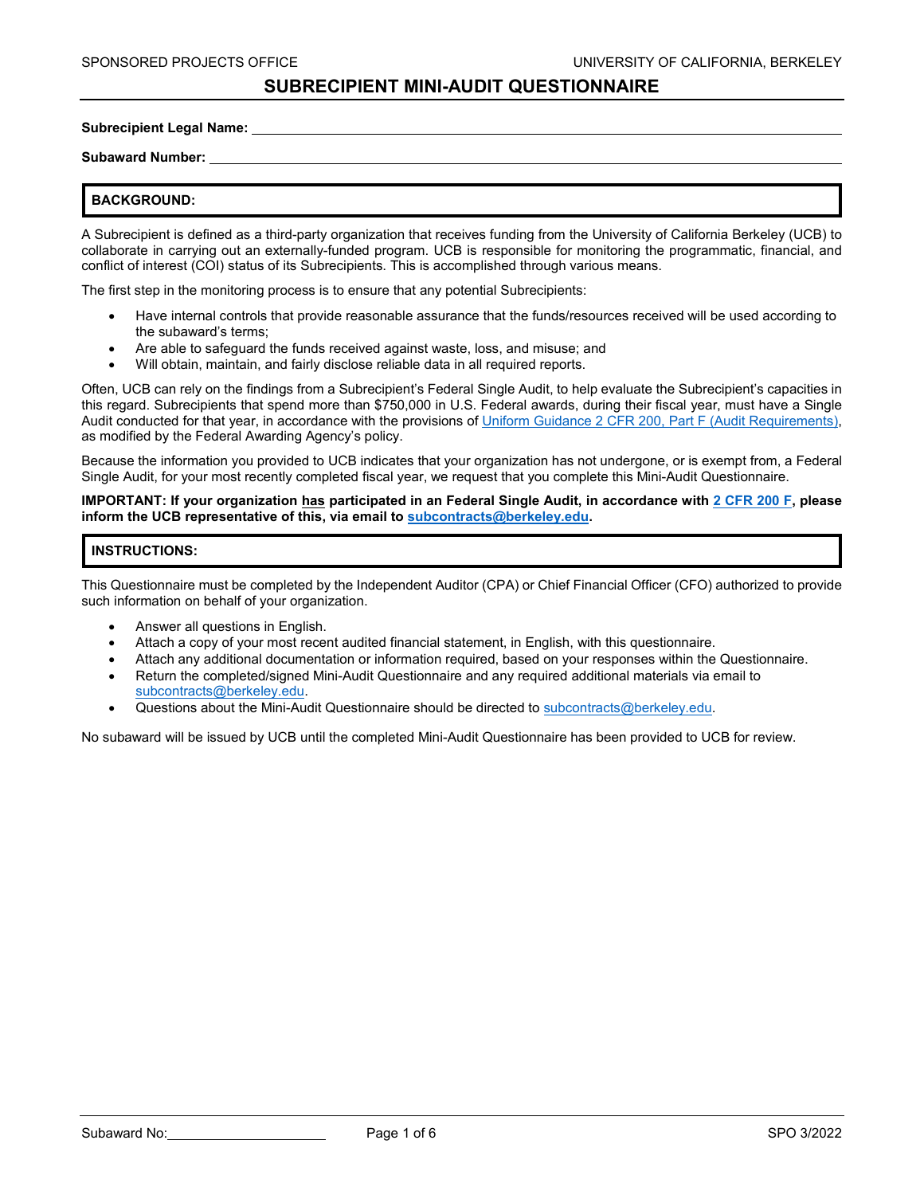# SUBRECIPIENT MINI-AUDIT QUESTIONNAIRE

**Subrecipient Legal Name:** ______________________________

**Subaward Number:** ______________________________

## BACKGROUND:

A Subrecipient is defined as a third-party organization that receives funding from the University of California Berkeley (UCB) to collaborate in carrying out an externally-funded program. UCB is responsible for monitoring the programmatic, financial, and conflict of interest (COI) status of its Subrecipients. This is accomplished through various means.

The first step in the monitoring process is to ensure that any potential Subrecipients:

- Have internal controls that provide reasonable assurance that the funds/resources received will be used according to the subaward's terms;
- Are able to safeguard the funds received against waste, loss, and misuse; and
- Will obtain, maintain, and fairly disclose reliable data in all required reports.

Often, UCB can rely on the findings from a Subrecipient's Federal Single Audit, to help evaluate the Subrecipient's capacities in this regard. Subrecipients that spend more than $750,000 in U.S. Federal awards, during their fiscal year, must have a Single Audit conducted for that year, in accordance with the provisions of Uniform Guidance 2 CFR 200, Part F (Audit Requirements), as modified by the Federal Awarding Agency's policy.

Because the information you provided to UCB indicates that your organization has not undergone, or is exempt from, a Federal Single Audit, for your most recently completed fiscal year, we request that you complete this Mini-Audit Questionnaire.

**IMPORTANT: If your organization has participated in an Federal Single Audit, in accordance with 2 CFR 200 F, please inform the UCB representative of this, via email to subcontracts@berkeley.edu.**

## INSTRUCTIONS:

This Questionnaire must be completed by the Independent Auditor (CPA) or Chief Financial Officer (CFO) authorized to provide such information on behalf of your organization.

- Answer all questions in English.
- Attach a copy of your most recent audited financial statement, in English, with this questionnaire.
- Attach any additional documentation or information required, based on your responses within the Questionnaire.
- Return the completed/signed Mini-Audit Questionnaire and any required additional materials via email to subcontracts@berkeley.edu.
- Questions about the Mini-Audit Questionnaire should be directed to subcontracts@berkeley.edu.

No subaward will be issued by UCB until the completed Mini-Audit Questionnaire has been provided to UCB for review.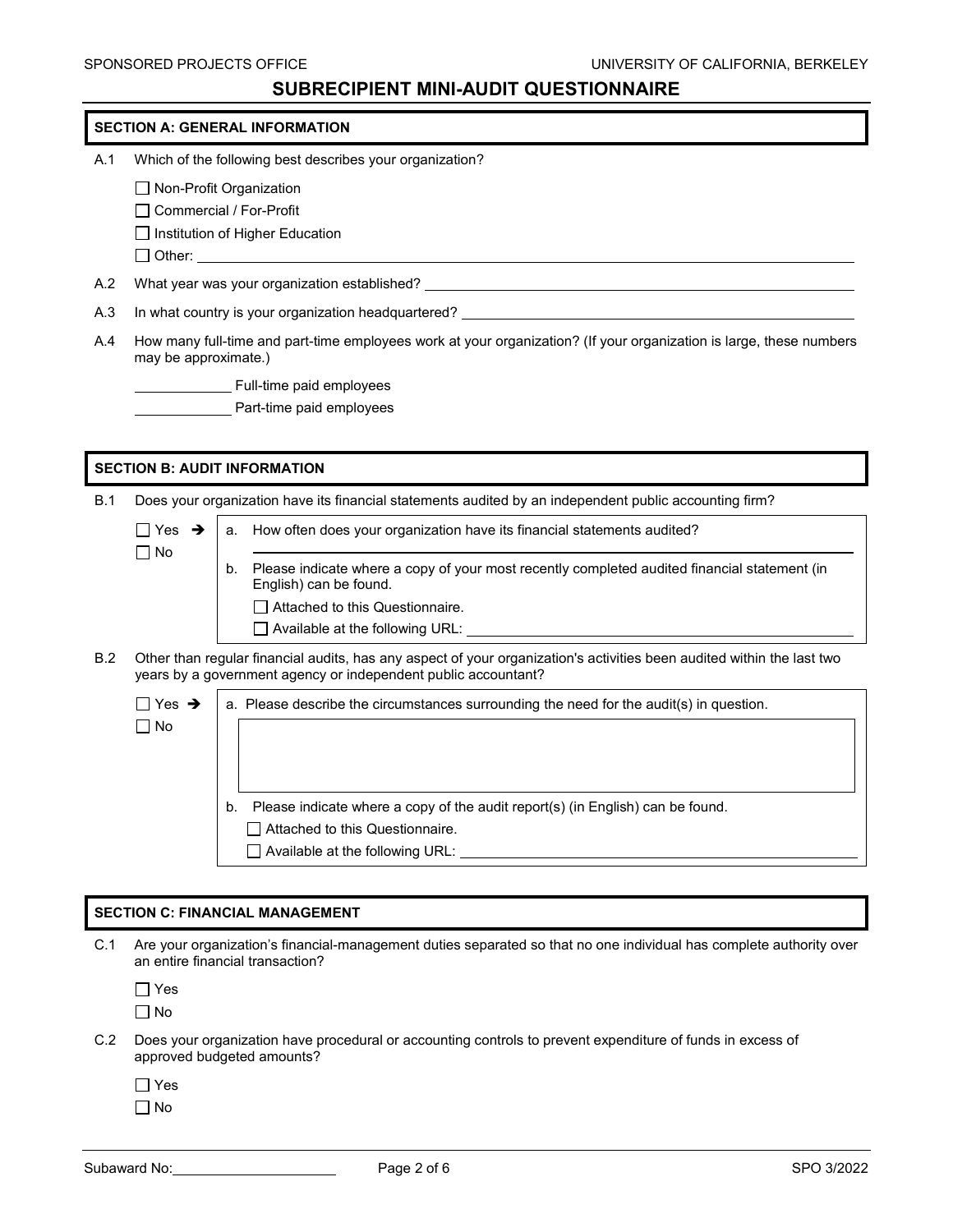# SUBRECIPIENT MINI-AUDIT QUESTIONNAIRE

## SECTION A: GENERAL INFORMATION

A.1 Which of the following best describes your organization?

- ☐ Non-Profit Organization
- ☐ Commercial / For-Profit
- ☐ Institution of Higher Education
- ☐ Other: ______________________

A.2 What year was your organization established? ______________________

A.3 In what country is your organization headquartered? ______________________

A.4 How many full-time and part-time employees work at your organization? (If your organization is large, these numbers may be approximate.)

____________ Full-time paid employees
____________ Part-time paid employees

## SECTION B: AUDIT INFORMATION

B.1 Does your organization have its financial statements audited by an independent public accounting firm?

- ☐ Yes ➔
  - a. How often does your organization have its financial statements audited?
    ______________________
  - b. Please indicate where a copy of your most recently completed audited financial statement (in English) can be found.
    - ☐ Attached to this Questionnaire.
    - ☐ Available at the following URL: ______________________
- ☐ No

B.2 Other than regular financial audits, has any aspect of your organization's activities been audited within the last two years by a government agency or independent public accountant?

- ☐ Yes ➔
  - a. Please describe the circumstances surrounding the need for the audit(s) in question.
    ______________________
  - b. Please indicate where a copy of the audit report(s) (in English) can be found.
    - ☐ Attached to this Questionnaire.
    - ☐ Available at the following URL: ______________________
- ☐ No

## SECTION C: FINANCIAL MANAGEMENT

C.1 Are your organization's financial-management duties separated so that no one individual has complete authority over an entire financial transaction?

- ☐ Yes
- ☐ No

C.2 Does your organization have procedural or accounting controls to prevent expenditure of funds in excess of approved budgeted amounts?

- ☐ Yes
- ☐ No

Subaward No: ______________________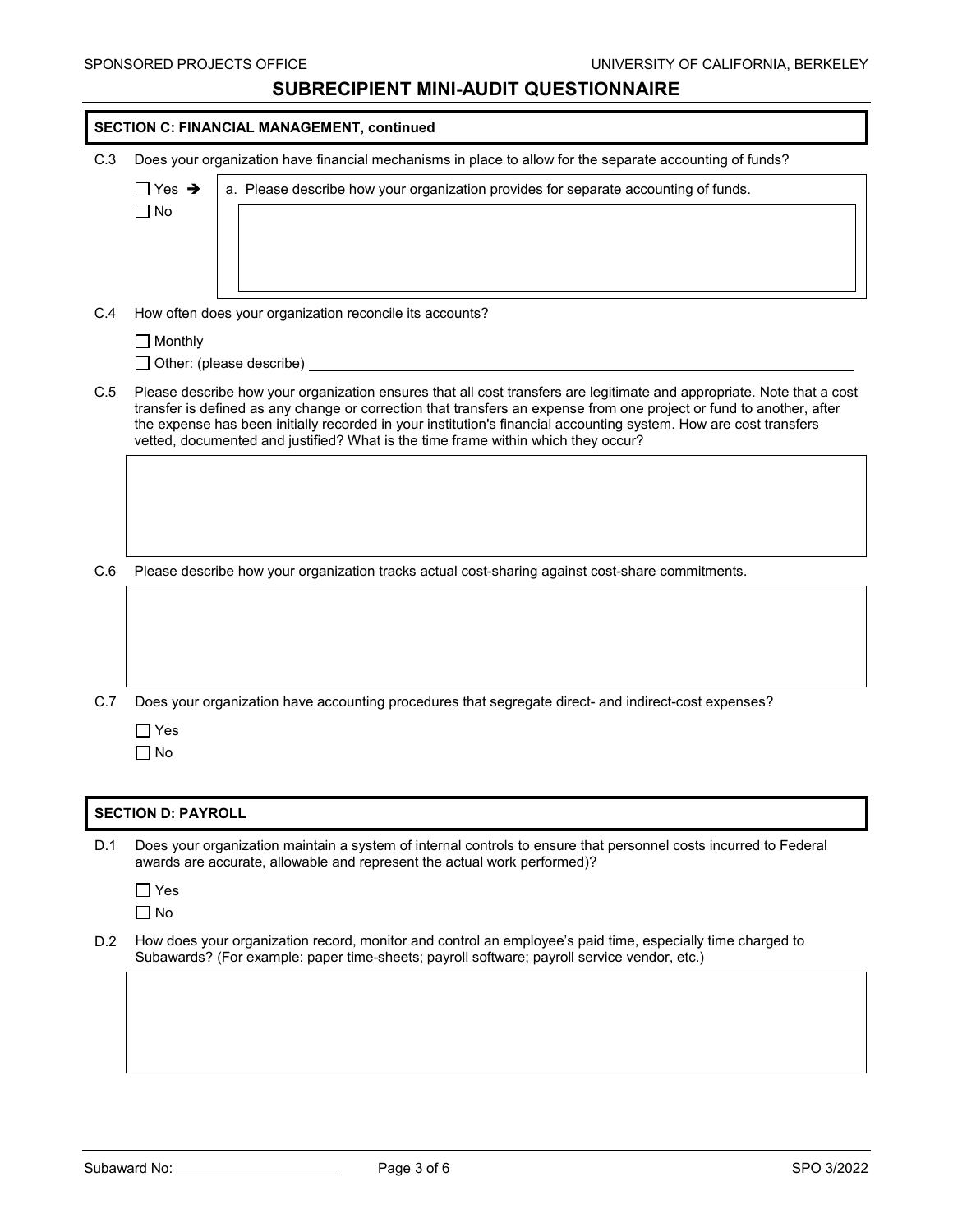## SUBRECIPIENT MINI-AUDIT QUESTIONNAIRE

### SECTION C: FINANCIAL MANAGEMENT, continued

C.3 Does your organization have financial mechanisms in place to allow for the separate accounting of funds?

- ☐ Yes ➔ a. Please describe how your organization provides for separate accounting of funds.
- ☐ No

C.4 How often does your organization reconcile its accounts?

- ☐ Monthly
- ☐ Other: (please describe) ______________________

C.5 Please describe how your organization ensures that all cost transfers are legitimate and appropriate. Note that a cost transfer is defined as any change or correction that transfers an expense from one project or fund to another, after the expense has been initially recorded in your institution's financial accounting system. How are cost transfers vetted, documented and justified? What is the time frame within which they occur?

C.6 Please describe how your organization tracks actual cost-sharing against cost-share commitments.

C.7 Does your organization have accounting procedures that segregate direct- and indirect-cost expenses?

- ☐ Yes
- ☐ No

### SECTION D: PAYROLL

D.1 Does your organization maintain a system of internal controls to ensure that personnel costs incurred to Federal awards are accurate, allowable and represent the actual work performed)?

- ☐ Yes
- ☐ No

D.2 How does your organization record, monitor and control an employee's paid time, especially time charged to Subawards? (For example: paper time-sheets; payroll software; payroll service vendor, etc.)

Subaward No: ______________________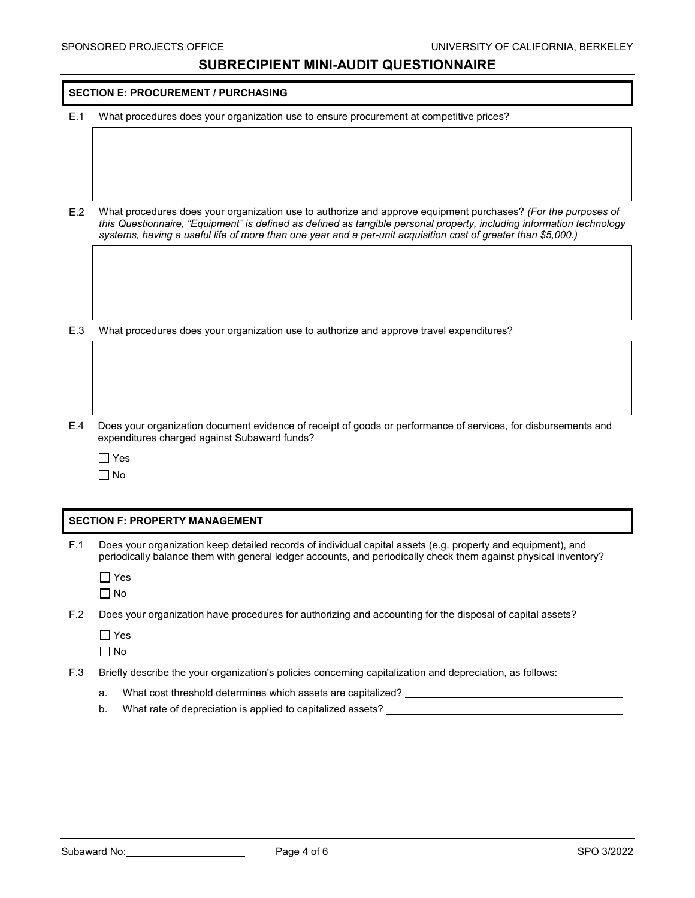## SUBRECIPIENT MINI-AUDIT QUESTIONNAIRE

### SECTION E: PROCUREMENT / PURCHASING

E.1 What procedures does your organization use to ensure procurement at competitive prices?

E.2 What procedures does your organization use to authorize and approve equipment purchases? *(For the purposes of this Questionnaire, "Equipment" is defined as defined as tangible personal property, including information technology systems, having a useful life of more than one year and a per-unit acquisition cost of greater than $5,000.)*

E.3 What procedures does your organization use to authorize and approve travel expenditures?

E.4 Does your organization document evidence of receipt of goods or performance of services, for disbursements and expenditures charged against Subaward funds?

☐ Yes
☐ No

### SECTION F: PROPERTY MANAGEMENT

F.1 Does your organization keep detailed records of individual capital assets (e.g. property and equipment), and periodically balance them with general ledger accounts, and periodically check them against physical inventory?

☐ Yes
☐ No

F.2 Does your organization have procedures for authorizing and accounting for the disposal of capital assets?

☐ Yes
☐ No

F.3 Briefly describe the your organization's policies concerning capitalization and depreciation, as follows:

a. What cost threshold determines which assets are capitalized? ______________________

b. What rate of depreciation is applied to capitalized assets? ______________________

Subaward No: ______________________

SPO 3/2022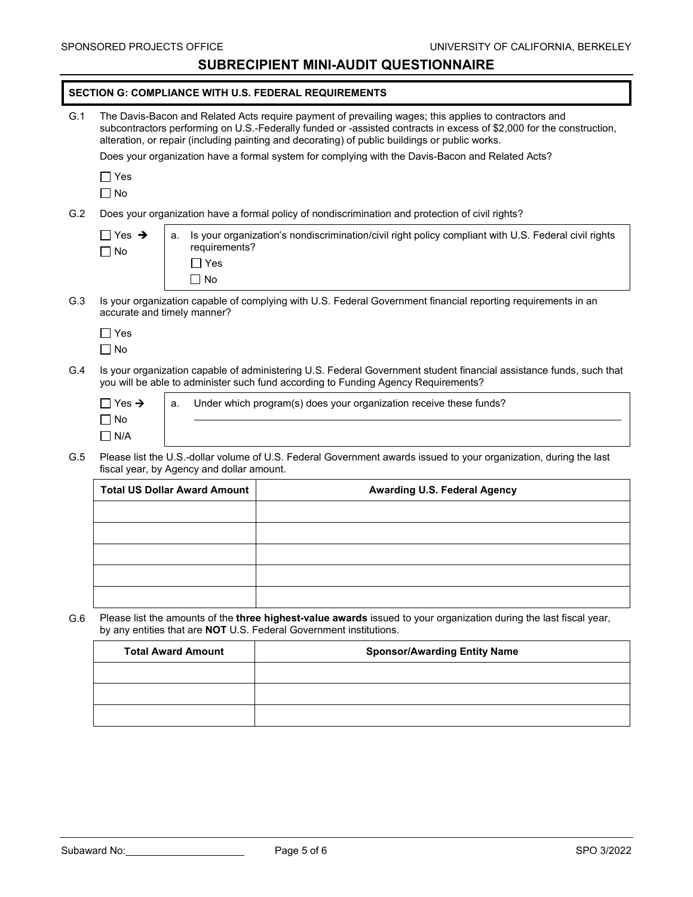## SECTION G: COMPLIANCE WITH U.S. FEDERAL REQUIREMENTS

G.1 The Davis-Bacon and Related Acts require payment of prevailing wages; this applies to contractors and subcontractors performing on U.S.-Federally funded or -assisted contracts in excess of $2,000 for the construction, alteration, or repair (including painting and decorating) of public buildings or public works.

Does your organization have a formal system for complying with the Davis-Bacon and Related Acts?

- ☐ Yes
- ☐ No

G.2 Does your organization have a formal policy of nondiscrimination and protection of civil rights?

- ☐ Yes ➔
- ☐ No

a. Is your organization's nondiscrimination/civil right policy compliant with U.S. Federal civil rights requirements?

- ☐ Yes
- ☐ No

G.3 Is your organization capable of complying with U.S. Federal Government financial reporting requirements in an accurate and timely manner?

- ☐ Yes
- ☐ No

G.4 Is your organization capable of administering U.S. Federal Government student financial assistance funds, such that you will be able to administer such fund according to Funding Agency Requirements?

- ☐ Yes ➔
- ☐ No
- ☐ N/A

a. Under which program(s) does your organization receive these funds?

\_\_\_\_\_\_\_\_\_\_\_\_\_\_\_\_\_\_\_\_\_\_\_\_\_\_\_\_\_\_\_\_\_\_\_\_\_\_\_\_

G.5 Please list the U.S.-dollar volume of U.S. Federal Government awards issued to your organization, during the last fiscal year, by Agency and dollar amount.

| Total US Dollar Award Amount | Awarding U.S. Federal Agency |
|---|---|
| | |
| | |
| | |
| | |
| | |

G.6 Please list the amounts of the **three highest-value awards** issued to your organization during the last fiscal year, by any entities that are **NOT** U.S. Federal Government institutions.

| Total Award Amount | Sponsor/Awarding Entity Name |
|---|---|
| | |
| | |
| | |

Subaward No: \_\_\_\_\_\_\_\_\_\_\_\_\_\_\_\_\_\_\_\_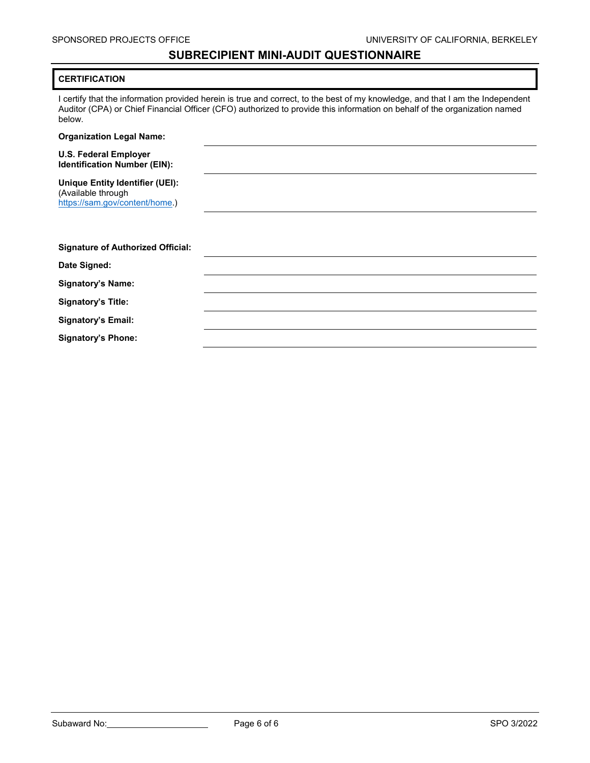# SUBRECIPIENT MINI-AUDIT QUESTIONNAIRE

## CERTIFICATION

I certify that the information provided herein is true and correct, to the best of my knowledge, and that I am the Independent Auditor (CPA) or Chief Financial Officer (CFO) authorized to provide this information on behalf of the organization named below.

**Organization Legal Name:** ______________________________

**U.S. Federal Employer Identification Number (EIN):** ______________________________

**Unique Entity Identifier (UEI):** (Available through https://sam.gov/content/home.) ______________________________

**Signature of Authorized Official:** ______________________________

**Date Signed:** ______________________________

**Signatory's Name:** ______________________________

**Signatory's Title:** ______________________________

**Signatory's Email:** ______________________________

**Signatory's Phone:** ______________________________

Subaward No: ____________________